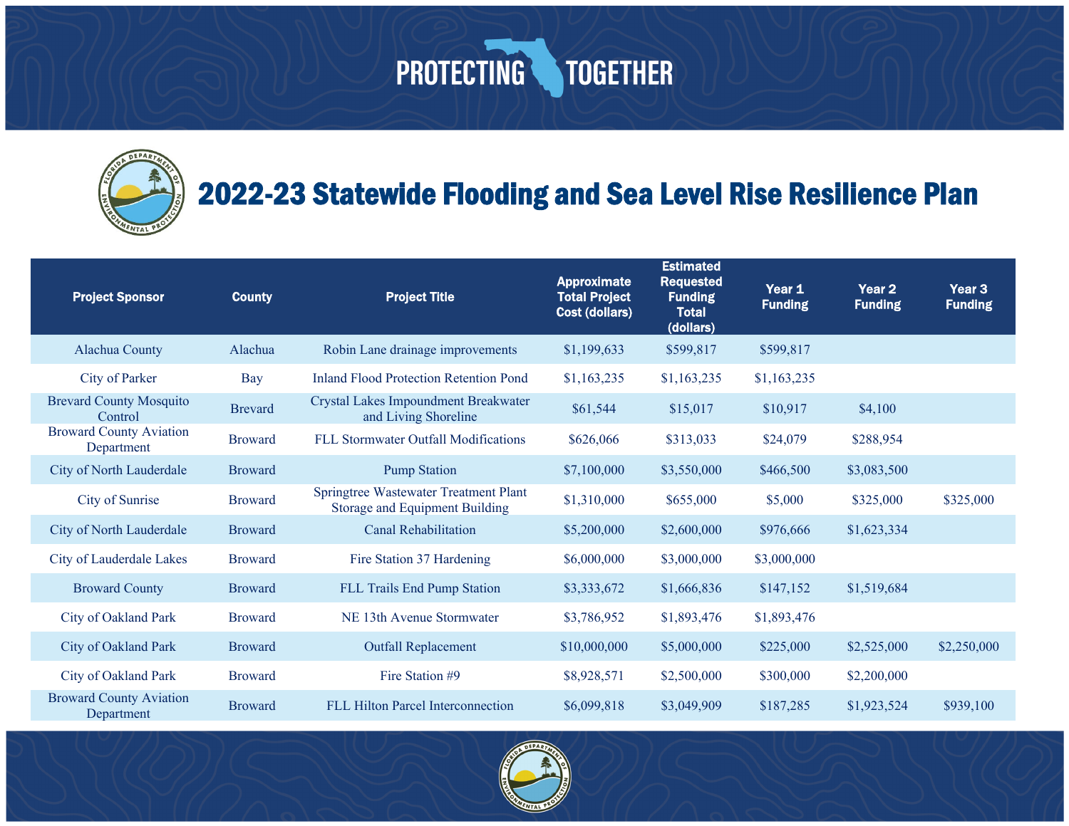# PROTECTING TOGETHER

## 2022-23 Statewide Flooding and Sea Level Rise Resilience Plan

| Project Sponsor | County | Project Title | Approximate Total Project Cost (dollars) | Estimated Requested Funding Total (dollars) | Year 1 Funding | Year 2 Funding | Year 3 Funding |
|---|---|---|---|---|---|---|---|
| Alachua County | Alachua | Robin Lane drainage improvements | $1,199,633 | $599,817 | $599,817 | | |
| City of Parker | Bay | Inland Flood Protection Retention Pond | $1,163,235 | $1,163,235 | $1,163,235 | | |
| Brevard County Mosquito Control | Brevard | Crystal Lakes Impoundment Breakwater and Living Shoreline | $61,544 | $15,017 | $10,917 | $4,100 | |
| Broward County Aviation Department | Broward | FLL Stormwater Outfall Modifications | $626,066 | $313,033 | $24,079 | $288,954 | |
| City of North Lauderdale | Broward | Pump Station | $7,100,000 | $3,550,000 | $466,500 | $3,083,500 | |
| City of Sunrise | Broward | Springtree Wastewater Treatment Plant Storage and Equipment Building | $1,310,000 | $655,000 | $5,000 | $325,000 | $325,000 |
| City of North Lauderdale | Broward | Canal Rehabilitation | $5,200,000 | $2,600,000 | $976,666 | $1,623,334 | |
| City of Lauderdale Lakes | Broward | Fire Station 37 Hardening | $6,000,000 | $3,000,000 | $3,000,000 | | |
| Broward County | Broward | FLL Trails End Pump Station | $3,333,672 | $1,666,836 | $147,152 | $1,519,684 | |
| City of Oakland Park | Broward | NE 13th Avenue Stormwater | $3,786,952 | $1,893,476 | $1,893,476 | | |
| City of Oakland Park | Broward | Outfall Replacement | $10,000,000 | $5,000,000 | $225,000 | $2,525,000 | $2,250,000 |
| City of Oakland Park | Broward | Fire Station #9 | $8,928,571 | $2,500,000 | $300,000 | $2,200,000 | |
| Broward County Aviation Department | Broward | FLL Hilton Parcel Interconnection | $6,099,818 | $3,049,909 | $187,285 | $1,923,524 | $939,100 |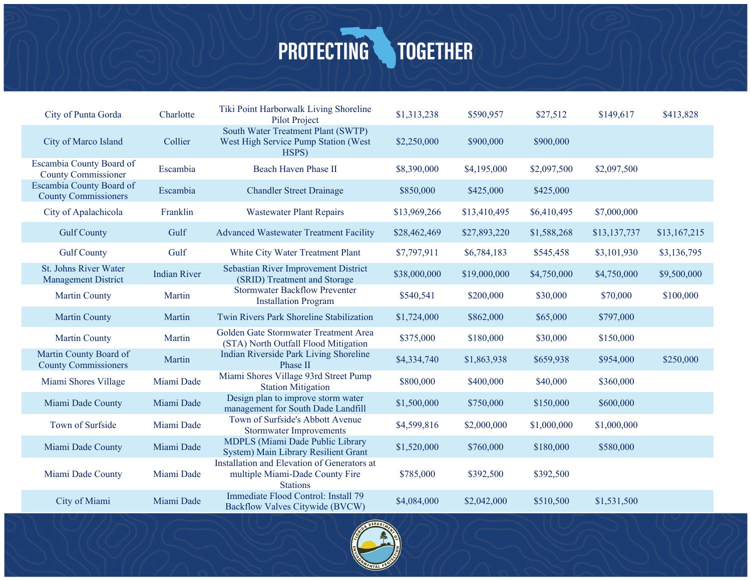| | | | | | | | |
|---|---|---|---|---|---|---|---|
| City of Punta Gorda | Charlotte | Tiki Point Harborwalk Living Shoreline Pilot Project | $1,313,238 | $590,957 | $27,512 | $149,617 | $413,828 |
| City of Marco Island | Collier | South Water Treatment Plant (SWTP) West High Service Pump Station (West HSPS) | $2,250,000 | $900,000 | $900,000 | | |
| Escambia County Board of County Commissioner | Escambia | Beach Haven Phase II | $8,390,000 | $4,195,000 | $2,097,500 | $2,097,500 | |
| Escambia County Board of County Commissioners | Escambia | Chandler Street Drainage | $850,000 | $425,000 | $425,000 | | |
| City of Apalachicola | Franklin | Wastewater Plant Repairs | $13,969,266 | $13,410,495 | $6,410,495 | $7,000,000 | |
| Gulf County | Gulf | Advanced Wastewater Treatment Facility | $28,462,469 | $27,893,220 | $1,588,268 | $13,137,737 | $13,167,215 |
| Gulf County | Gulf | White City Water Treatment Plant | $7,797,911 | $6,784,183 | $545,458 | $3,101,930 | $3,136,795 |
| St. Johns River Water Management District | Indian River | Sebastian River Improvement District (SRID) Treatment and Storage | $38,000,000 | $19,000,000 | $4,750,000 | $4,750,000 | $9,500,000 |
| Martin County | Martin | Stormwater Backflow Preventer Installation Program | $540,541 | $200,000 | $30,000 | $70,000 | $100,000 |
| Martin County | Martin | Twin Rivers Park Shoreline Stabilization | $1,724,000 | $862,000 | $65,000 | $797,000 | |
| Martin County | Martin | Golden Gate Stormwater Treatment Area (STA) North Outfall Flood Mitigation | $375,000 | $180,000 | $30,000 | $150,000 | |
| Martin County Board of County Commissioners | Martin | Indian Riverside Park Living Shoreline Phase II | $4,334,740 | $1,863,938 | $659,938 | $954,000 | $250,000 |
| Miami Shores Village | Miami Dade | Miami Shores Village 93rd Street Pump Station Mitigation | $800,000 | $400,000 | $40,000 | $360,000 | |
| Miami Dade County | Miami Dade | Design plan to improve storm water management for South Dade Landfill | $1,500,000 | $750,000 | $150,000 | $600,000 | |
| Town of Surfside | Miami Dade | Town of Surfside's Abbott Avenue Stormwater Improvements | $4,599,816 | $2,000,000 | $1,000,000 | $1,000,000 | |
| Miami Dade County | Miami Dade | MDPLS (Miami Dade Public Library System) Main Library Resilient Grant | $1,520,000 | $760,000 | $180,000 | $580,000 | |
| Miami Dade County | Miami Dade | Installation and Elevation of Generators at multiple Miami-Dade County Fire Stations | $785,000 | $392,500 | $392,500 | | |
| City of Miami | Miami Dade | Immediate Flood Control: Install 79 Backflow Valves Citywide (BVCW) | $4,084,000 | $2,042,000 | $510,500 | $1,531,500 | |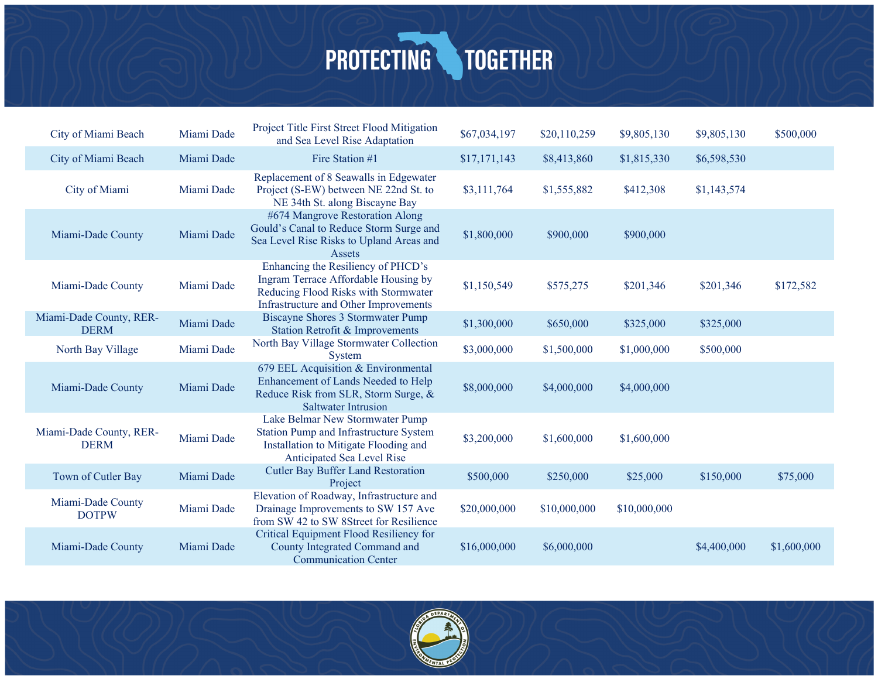| | | | | | | | | |
|---|---|---|---|---|---|---|---|---|
| City of Miami Beach | Miami Dade | Project Title First Street Flood Mitigation and Sea Level Rise Adaptation | $67,034,197 | $20,110,259 | $9,805,130 | $9,805,130 | $500,000 |
| City of Miami Beach | Miami Dade | Fire Station #1 | $17,171,143 | $8,413,860 | $1,815,330 | $6,598,530 | |
| City of Miami | Miami Dade | Replacement of 8 Seawalls in Edgewater Project (S-EW) between NE 22nd St. to NE 34th St. along Biscayne Bay | $3,111,764 | $1,555,882 | $412,308 | $1,143,574 | |
| Miami-Dade County | Miami Dade | #674 Mangrove Restoration Along Gould's Canal to Reduce Storm Surge and Sea Level Rise Risks to Upland Areas and Assets | $1,800,000 | $900,000 | $900,000 | | |
| Miami-Dade County | Miami Dade | Enhancing the Resiliency of PHCD's Ingram Terrace Affordable Housing by Reducing Flood Risks with Stormwater Infrastructure and Other Improvements | $1,150,549 | $575,275 | $201,346 | $201,346 | $172,582 |
| Miami-Dade County, RER-DERM | Miami Dade | Biscayne Shores 3 Stormwater Pump Station Retrofit & Improvements | $1,300,000 | $650,000 | $325,000 | $325,000 | |
| North Bay Village | Miami Dade | North Bay Village Stormwater Collection System | $3,000,000 | $1,500,000 | $1,000,000 | $500,000 | |
| Miami-Dade County | Miami Dade | 679 EEL Acquisition & Environmental Enhancement of Lands Needed to Help Reduce Risk from SLR, Storm Surge, & Saltwater Intrusion | $8,000,000 | $4,000,000 | $4,000,000 | | |
| Miami-Dade County, RER-DERM | Miami Dade | Lake Belmar New Stormwater Pump Station Pump and Infrastructure System Installation to Mitigate Flooding and Anticipated Sea Level Rise | $3,200,000 | $1,600,000 | $1,600,000 | | |
| Town of Cutler Bay | Miami Dade | Cutler Bay Buffer Land Restoration Project | $500,000 | $250,000 | $25,000 | $150,000 | $75,000 |
| Miami-Dade County DOTPW | Miami Dade | Elevation of Roadway, Infrastructure and Drainage Improvements to SW 157 Ave from SW 42 to SW 8Street for Resilience | $20,000,000 | $10,000,000 | $10,000,000 | | |
| Miami-Dade County | Miami Dade | Critical Equipment Flood Resiliency for County Integrated Command and Communication Center | $16,000,000 | $6,000,000 | | $4,400,000 | $1,600,000 |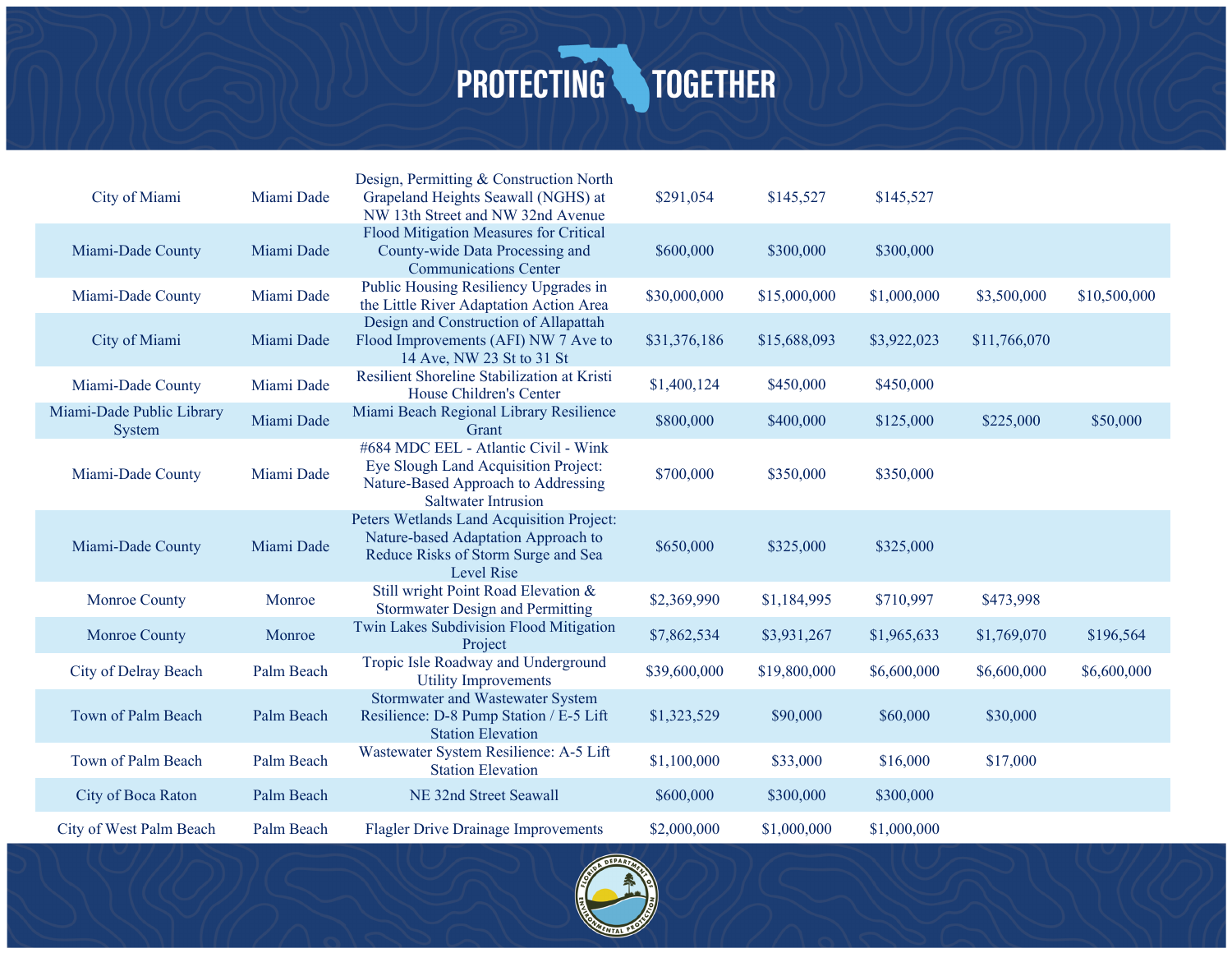| | | | | | | | |
|---|---|---|---|---|---|---|---|
| City of Miami | Miami Dade | Design, Permitting & Construction North Grapeland Heights Seawall (NGHS) at NW 13th Street and NW 32nd Avenue | $291,054 | $145,527 | $145,527 | | |
| Miami-Dade County | Miami Dade | Flood Mitigation Measures for Critical County-wide Data Processing and Communications Center | $600,000 | $300,000 | $300,000 | | |
| Miami-Dade County | Miami Dade | Public Housing Resiliency Upgrades in the Little River Adaptation Action Area | $30,000,000 | $15,000,000 | $1,000,000 | $3,500,000 | $10,500,000 |
| City of Miami | Miami Dade | Design and Construction of Allapattah Flood Improvements (AFI) NW 7 Ave to 14 Ave, NW 23 St to 31 St | $31,376,186 | $15,688,093 | $3,922,023 | $11,766,070 | |
| Miami-Dade County | Miami Dade | Resilient Shoreline Stabilization at Kristi House Children's Center | $1,400,124 | $450,000 | $450,000 | | |
| Miami-Dade Public Library System | Miami Dade | Miami Beach Regional Library Resilience Grant | $800,000 | $400,000 | $125,000 | $225,000 | $50,000 |
| Miami-Dade County | Miami Dade | #684 MDC EEL - Atlantic Civil - Wink Eye Slough Land Acquisition Project: Nature-Based Approach to Addressing Saltwater Intrusion | $700,000 | $350,000 | $350,000 | | |
| Miami-Dade County | Miami Dade | Peters Wetlands Land Acquisition Project: Nature-based Adaptation Approach to Reduce Risks of Storm Surge and Sea Level Rise | $650,000 | $325,000 | $325,000 | | |
| Monroe County | Monroe | Still wright Point Road Elevation & Stormwater Design and Permitting | $2,369,990 | $1,184,995 | $710,997 | $473,998 | |
| Monroe County | Monroe | Twin Lakes Subdivision Flood Mitigation Project | $7,862,534 | $3,931,267 | $1,965,633 | $1,769,070 | $196,564 |
| City of Delray Beach | Palm Beach | Tropic Isle Roadway and Underground Utility Improvements | $39,600,000 | $19,800,000 | $6,600,000 | $6,600,000 | $6,600,000 |
| Town of Palm Beach | Palm Beach | Stormwater and Wastewater System Resilience: D-8 Pump Station / E-5 Lift Station Elevation | $1,323,529 | $90,000 | $60,000 | $30,000 | |
| Town of Palm Beach | Palm Beach | Wastewater System Resilience: A-5 Lift Station Elevation | $1,100,000 | $33,000 | $16,000 | $17,000 | |
| City of Boca Raton | Palm Beach | NE 32nd Street Seawall | $600,000 | $300,000 | $300,000 | | |
| City of West Palm Beach | Palm Beach | Flagler Drive Drainage Improvements | $2,000,000 | $1,000,000 | $1,000,000 | | |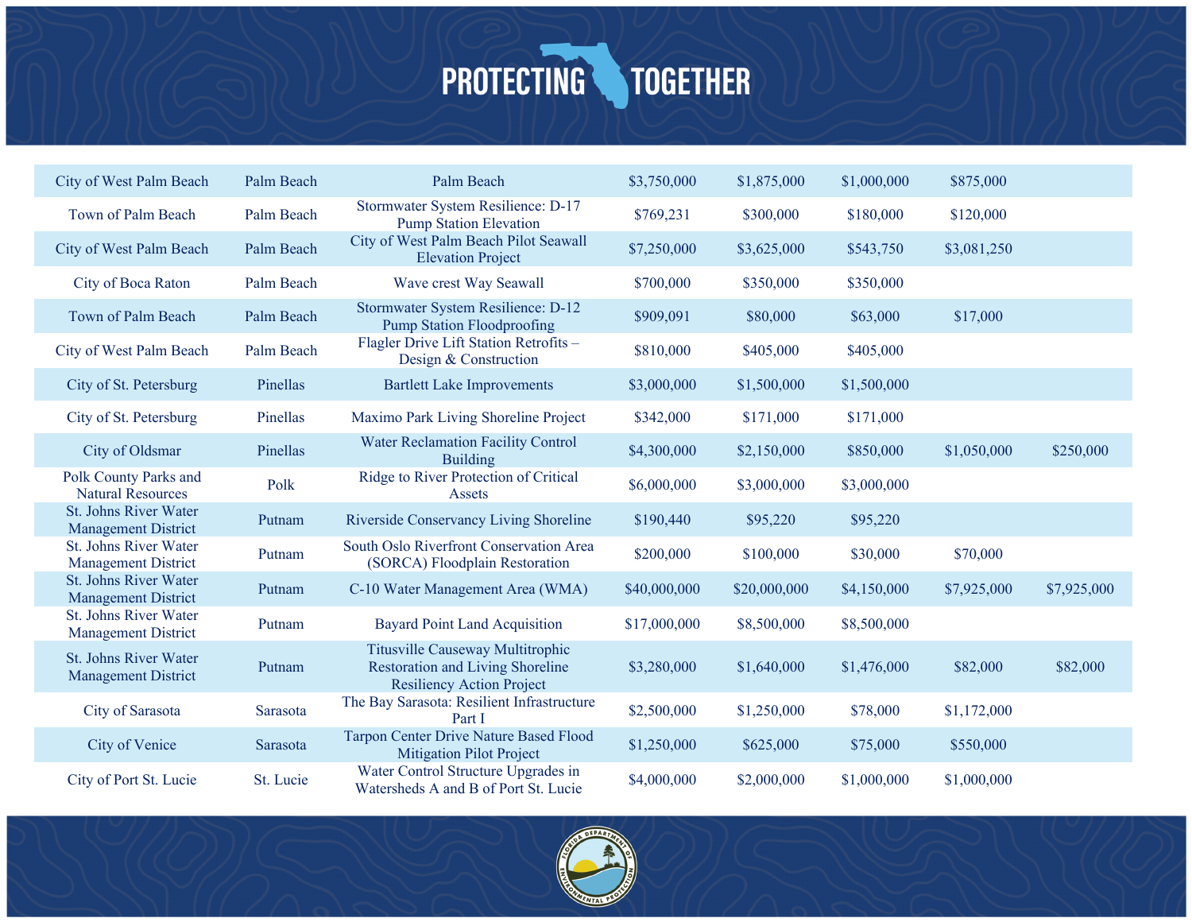# PROTECTING TOGETHER

| | | | | | | | |
|---|---|---|---|---|---|---|---|
| City of West Palm Beach | Palm Beach | Palm Beach | $3,750,000 | $1,875,000 | $1,000,000 | $875,000 | |
| Town of Palm Beach | Palm Beach | Stormwater System Resilience: D-17 Pump Station Elevation | $769,231 | $300,000 | $180,000 | $120,000 | |
| City of West Palm Beach | Palm Beach | City of West Palm Beach Pilot Seawall Elevation Project | $7,250,000 | $3,625,000 | $543,750 | $3,081,250 | |
| City of Boca Raton | Palm Beach | Wave crest Way Seawall | $700,000 | $350,000 | $350,000 | | |
| Town of Palm Beach | Palm Beach | Stormwater System Resilience: D-12 Pump Station Floodproofing | $909,091 | $80,000 | $63,000 | $17,000 | |
| City of West Palm Beach | Palm Beach | Flagler Drive Lift Station Retrofits – Design & Construction | $810,000 | $405,000 | $405,000 | | |
| City of St. Petersburg | Pinellas | Bartlett Lake Improvements | $3,000,000 | $1,500,000 | $1,500,000 | | |
| City of St. Petersburg | Pinellas | Maximo Park Living Shoreline Project | $342,000 | $171,000 | $171,000 | | |
| City of Oldsmar | Pinellas | Water Reclamation Facility Control Building | $4,300,000 | $2,150,000 | $850,000 | $1,050,000 | $250,000 |
| Polk County Parks and Natural Resources | Polk | Ridge to River Protection of Critical Assets | $6,000,000 | $3,000,000 | $3,000,000 | | |
| St. Johns River Water Management District | Putnam | Riverside Conservancy Living Shoreline | $190,440 | $95,220 | $95,220 | | |
| St. Johns River Water Management District | Putnam | South Oslo Riverfront Conservation Area (SORCA) Floodplain Restoration | $200,000 | $100,000 | $30,000 | $70,000 | |
| St. Johns River Water Management District | Putnam | C-10 Water Management Area (WMA) | $40,000,000 | $20,000,000 | $4,150,000 | $7,925,000 | $7,925,000 |
| St. Johns River Water Management District | Putnam | Bayard Point Land Acquisition | $17,000,000 | $8,500,000 | $8,500,000 | | |
| St. Johns River Water Management District | Putnam | Titusville Causeway Multitrophic Restoration and Living Shoreline Resiliency Action Project | $3,280,000 | $1,640,000 | $1,476,000 | $82,000 | $82,000 |
| City of Sarasota | Sarasota | The Bay Sarasota: Resilient Infrastructure Part I | $2,500,000 | $1,250,000 | $78,000 | $1,172,000 | |
| City of Venice | Sarasota | Tarpon Center Drive Nature Based Flood Mitigation Pilot Project | $1,250,000 | $625,000 | $75,000 | $550,000 | |
| City of Port St. Lucie | St. Lucie | Water Control Structure Upgrades in Watersheds A and B of Port St. Lucie | $4,000,000 | $2,000,000 | $1,000,000 | $1,000,000 | |